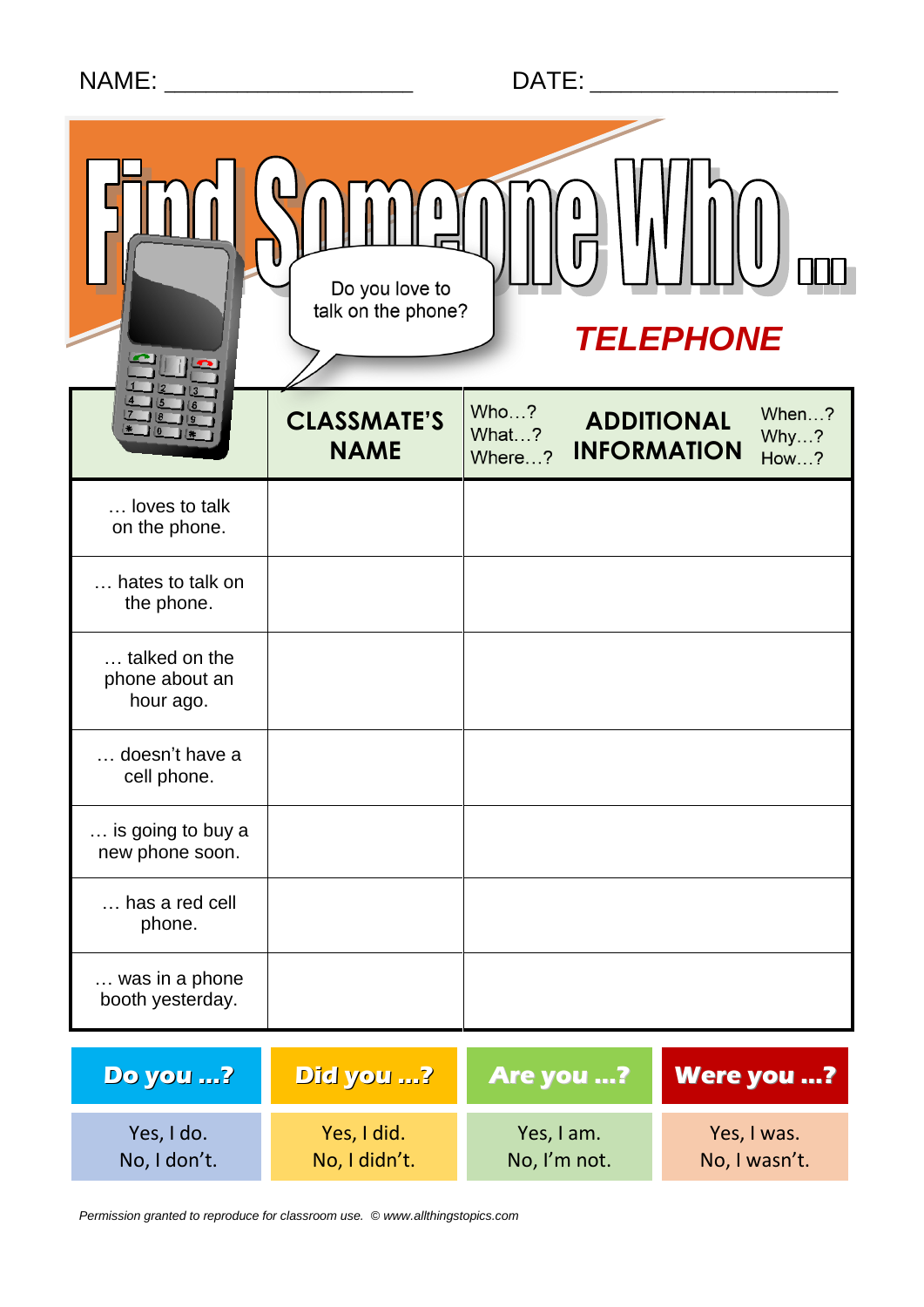NAME: ___________________ DATE: ___________________

# Find Someone Who …

Do you love to talk on the phone?

***TELEPHONE***

| | **CLASSMATE'S NAME** | Who…? What…? Where…? **ADDITIONAL INFORMATION** When…? Why…? How…? |
|---|---|---|
| … loves to talk on the phone. | | |
| … hates to talk on the phone. | | |
| … talked on the phone about an hour ago. | | |
| … doesn't have a cell phone. | | |
| … is going to buy a new phone soon. | | |
| … has a red cell phone. | | |
| … was in a phone booth yesterday. | | |

| **Do you …?** | **Did you …?** | **Are you …?** | **Were you …?** |
|---|---|---|---|
| Yes, I do.<br>No, I don't. | Yes, I did.<br>No, I didn't. | Yes, I am.<br>No, I'm not. | Yes, I was.<br>No, I wasn't. |

*Permission granted to reproduce for classroom use. © www.allthingstopics.com*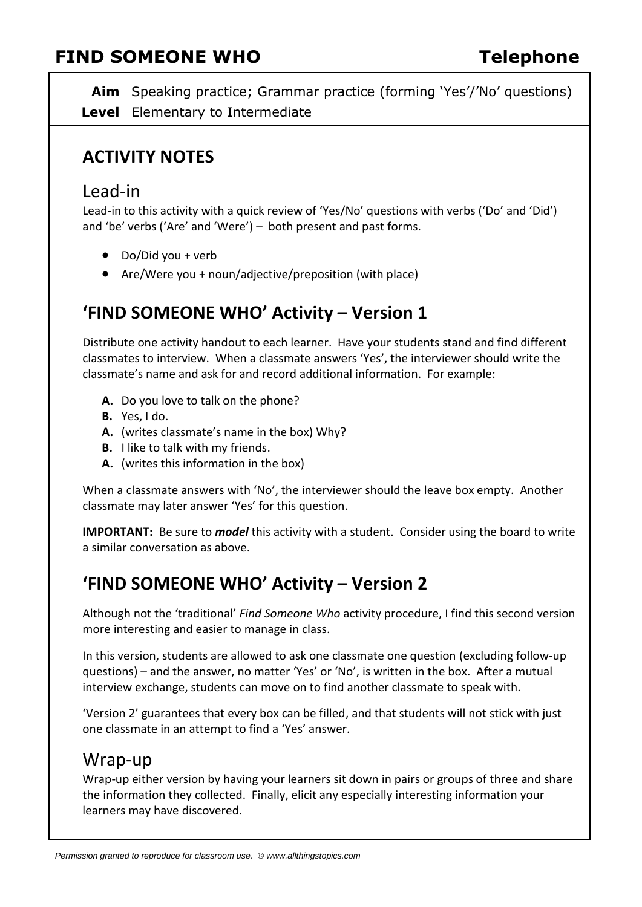# FIND SOMEONE WHO                                    Telephone

**Aim** Speaking practice; Grammar practice (forming 'Yes'/'No' questions)
**Level** Elementary to Intermediate

## ACTIVITY NOTES

### Lead-in

Lead-in to this activity with a quick review of 'Yes/No' questions with verbs ('Do' and 'Did') and 'be' verbs ('Are' and 'Were') – both present and past forms.

- Do/Did you + verb
- Are/Were you + noun/adjective/preposition (with place)

## 'FIND SOMEONE WHO' Activity – Version 1

Distribute one activity handout to each learner. Have your students stand and find different classmates to interview. When a classmate answers 'Yes', the interviewer should write the classmate's name and ask for and record additional information. For example:

**A.** Do you love to talk on the phone?
**B.** Yes, I do.
**A.** (writes classmate's name in the box) Why?
**B.** I like to talk with my friends.
**A.** (writes this information in the box)

When a classmate answers with 'No', the interviewer should the leave box empty. Another classmate may later answer 'Yes' for this question.

**IMPORTANT:** Be sure to ***model*** this activity with a student. Consider using the board to write a similar conversation as above.

## 'FIND SOMEONE WHO' Activity – Version 2

Although not the 'traditional' *Find Someone Who* activity procedure, I find this second version more interesting and easier to manage in class.

In this version, students are allowed to ask one classmate one question (excluding follow-up questions) – and the answer, no matter 'Yes' or 'No', is written in the box. After a mutual interview exchange, students can move on to find another classmate to speak with.

'Version 2' guarantees that every box can be filled, and that students will not stick with just one classmate in an attempt to find a 'Yes' answer.

### Wrap-up

Wrap-up either version by having your learners sit down in pairs or groups of three and share the information they collected. Finally, elicit any especially interesting information your learners may have discovered.

*Permission granted to reproduce for classroom use. © www.allthingstopics.com*